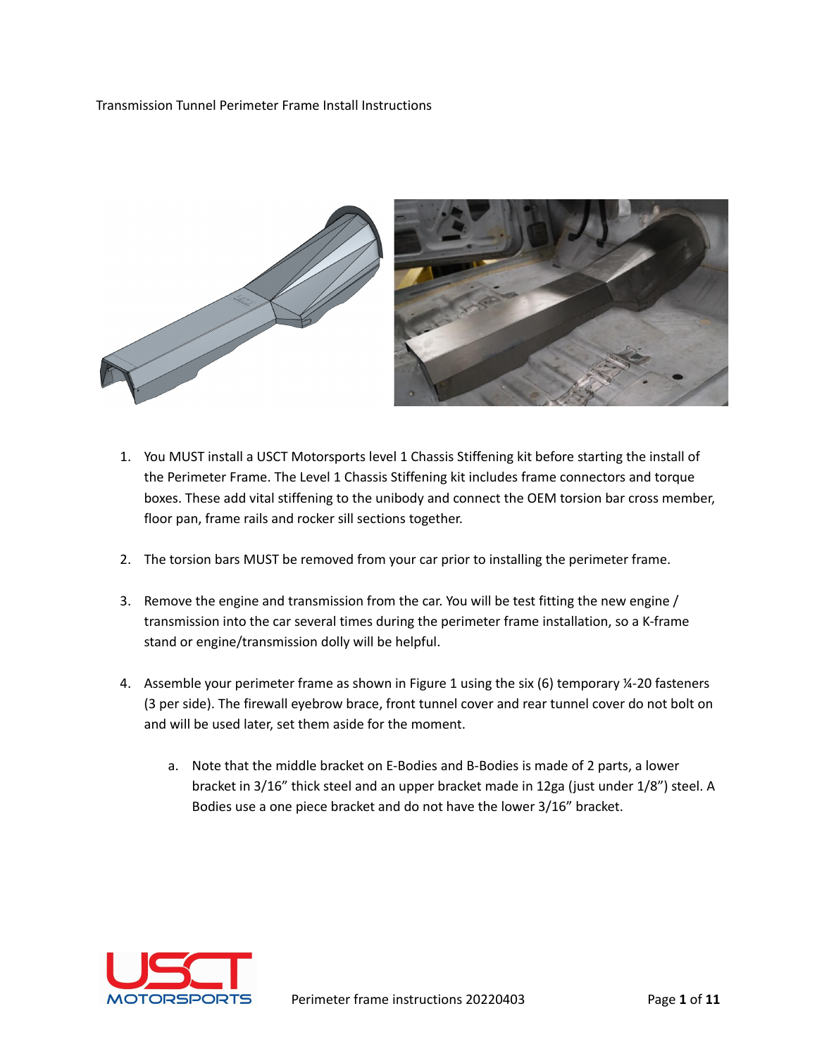Transmission Tunnel Perimeter Frame Install Instructions

1. You MUST install a USCT Motorsports level 1 Chassis Stiffening kit before starting the install of the Perimeter Frame. The Level 1 Chassis Stiffening kit includes frame connectors and torque boxes. These add vital stiffening to the unibody and connect the OEM torsion bar cross member, floor pan, frame rails and rocker sill sections together.

2. The torsion bars MUST be removed from your car prior to installing the perimeter frame.

3. Remove the engine and transmission from the car. You will be test fitting the new engine / transmission into the car several times during the perimeter frame installation, so a K-frame stand or engine/transmission dolly will be helpful.

4. Assemble your perimeter frame as shown in Figure 1 using the six (6) temporary ¼-20 fasteners (3 per side). The firewall eyebrow brace, front tunnel cover and rear tunnel cover do not bolt on and will be used later, set them aside for the moment.

    a. Note that the middle bracket on E-Bodies and B-Bodies is made of 2 parts, a lower bracket in 3/16" thick steel and an upper bracket made in 12ga (just under 1/8") steel. A Bodies use a one piece bracket and do not have the lower 3/16" bracket.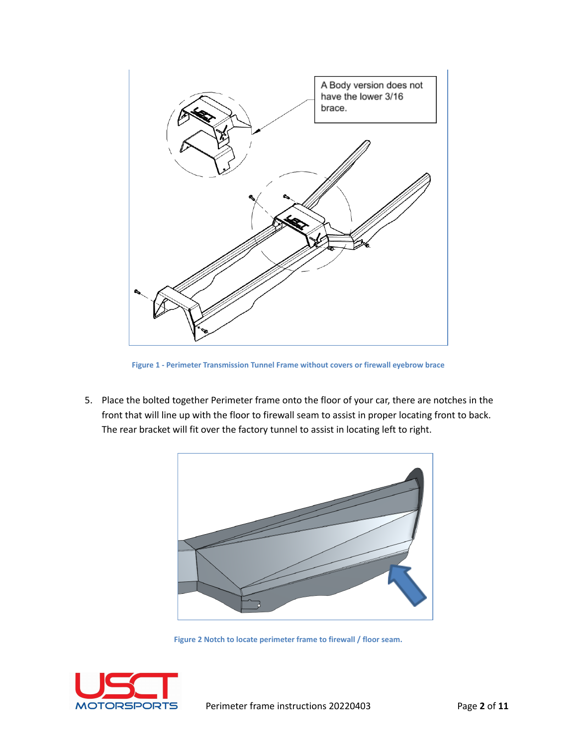A Body version does not have the lower 3/16 brace.

Figure 1 - Perimeter Transmission Tunnel Frame without covers or firewall eyebrow brace

5. Place the bolted together Perimeter frame onto the floor of your car, there are notches in the front that will line up with the floor to firewall seam to assist in proper locating front to back. The rear bracket will fit over the factory tunnel to assist in locating left to right.

Figure 2 Notch to locate perimeter frame to firewall / floor seam.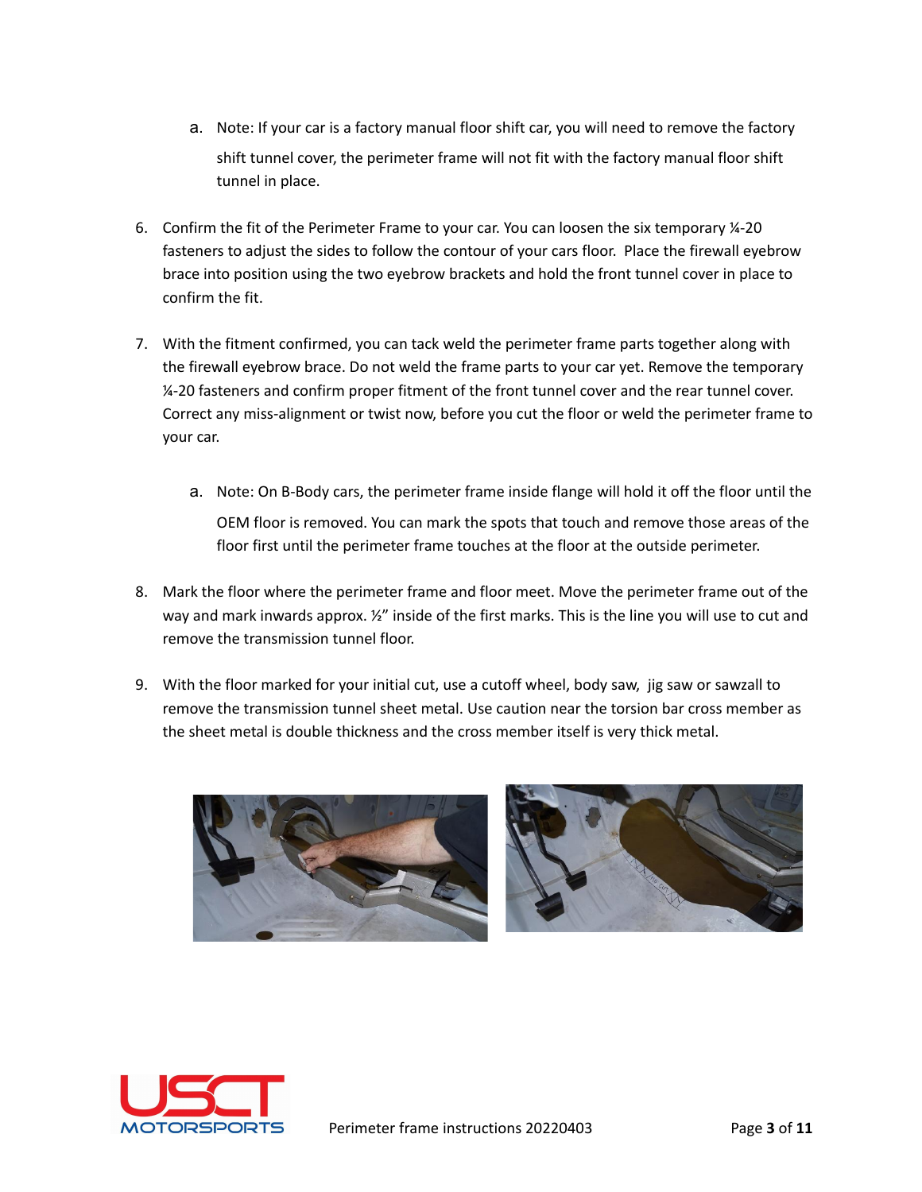a. Note: If your car is a factory manual floor shift car, you will need to remove the factory shift tunnel cover, the perimeter frame will not fit with the factory manual floor shift tunnel in place.

6. Confirm the fit of the Perimeter Frame to your car. You can loosen the six temporary ¼-20 fasteners to adjust the sides to follow the contour of your cars floor. Place the firewall eyebrow brace into position using the two eyebrow brackets and hold the front tunnel cover in place to confirm the fit.

7. With the fitment confirmed, you can tack weld the perimeter frame parts together along with the firewall eyebrow brace. Do not weld the frame parts to your car yet. Remove the temporary ¼-20 fasteners and confirm proper fitment of the front tunnel cover and the rear tunnel cover. Correct any miss-alignment or twist now, before you cut the floor or weld the perimeter frame to your car.

   a. Note: On B-Body cars, the perimeter frame inside flange will hold it off the floor until the OEM floor is removed. You can mark the spots that touch and remove those areas of the floor first until the perimeter frame touches at the floor at the outside perimeter.

8. Mark the floor where the perimeter frame and floor meet. Move the perimeter frame out of the way and mark inwards approx. ½" inside of the first marks. This is the line you will use to cut and remove the transmission tunnel floor.

9. With the floor marked for your initial cut, use a cutoff wheel, body saw, jig saw or sawzall to remove the transmission tunnel sheet metal. Use caution near the torsion bar cross member as the sheet metal is double thickness and the cross member itself is very thick metal.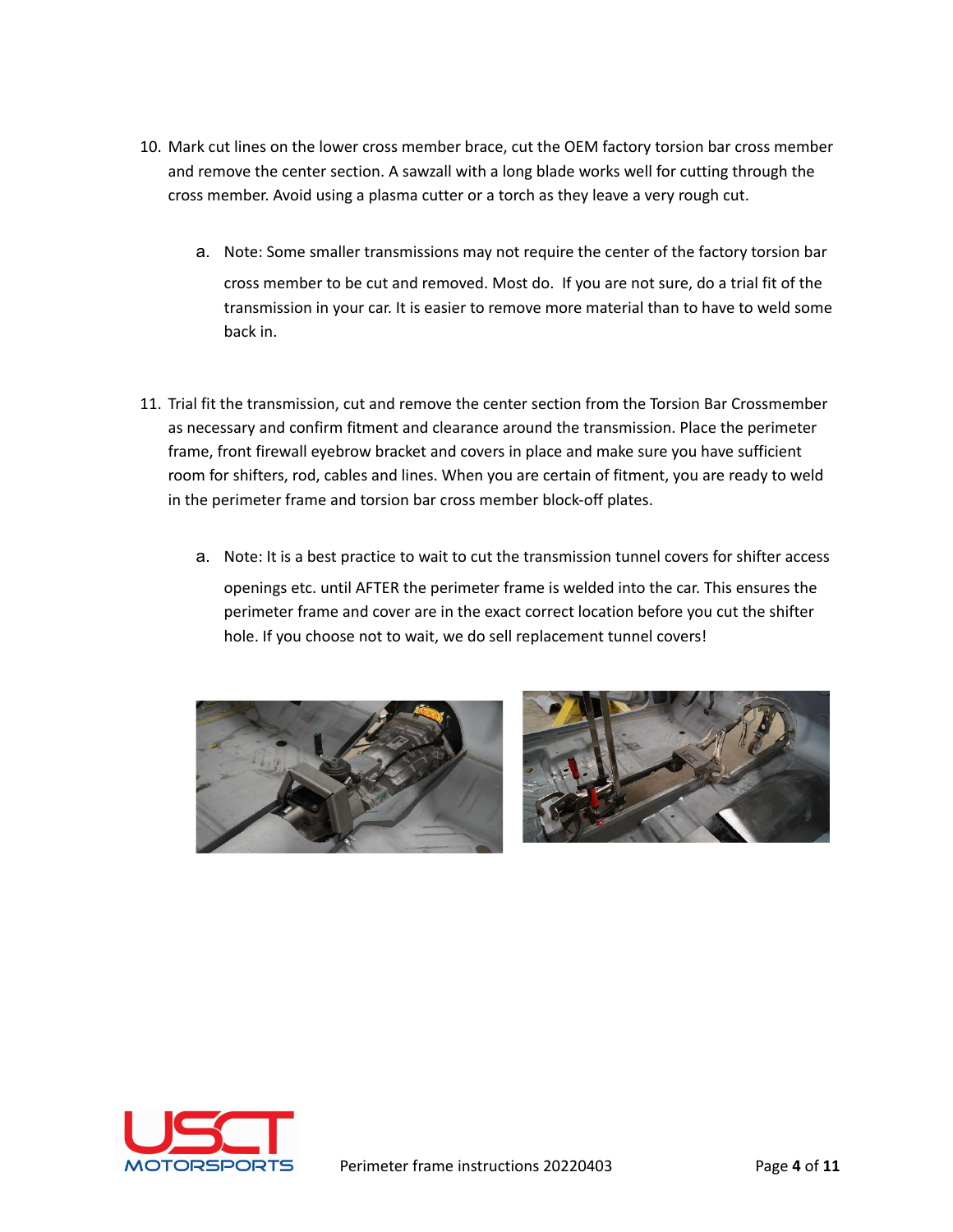10. Mark cut lines on the lower cross member brace, cut the OEM factory torsion bar cross member and remove the center section. A sawzall with a long blade works well for cutting through the cross member. Avoid using a plasma cutter or a torch as they leave a very rough cut.

    a. Note: Some smaller transmissions may not require the center of the factory torsion bar cross member to be cut and removed. Most do. If you are not sure, do a trial fit of the transmission in your car. It is easier to remove more material than to have to weld some back in.

11. Trial fit the transmission, cut and remove the center section from the Torsion Bar Crossmember as necessary and confirm fitment and clearance around the transmission. Place the perimeter frame, front firewall eyebrow bracket and covers in place and make sure you have sufficient room for shifters, rod, cables and lines. When you are certain of fitment, you are ready to weld in the perimeter frame and torsion bar cross member block-off plates.

    a. Note: It is a best practice to wait to cut the transmission tunnel covers for shifter access openings etc. until AFTER the perimeter frame is welded into the car. This ensures the perimeter frame and cover are in the exact correct location before you cut the shifter hole. If you choose not to wait, we do sell replacement tunnel covers!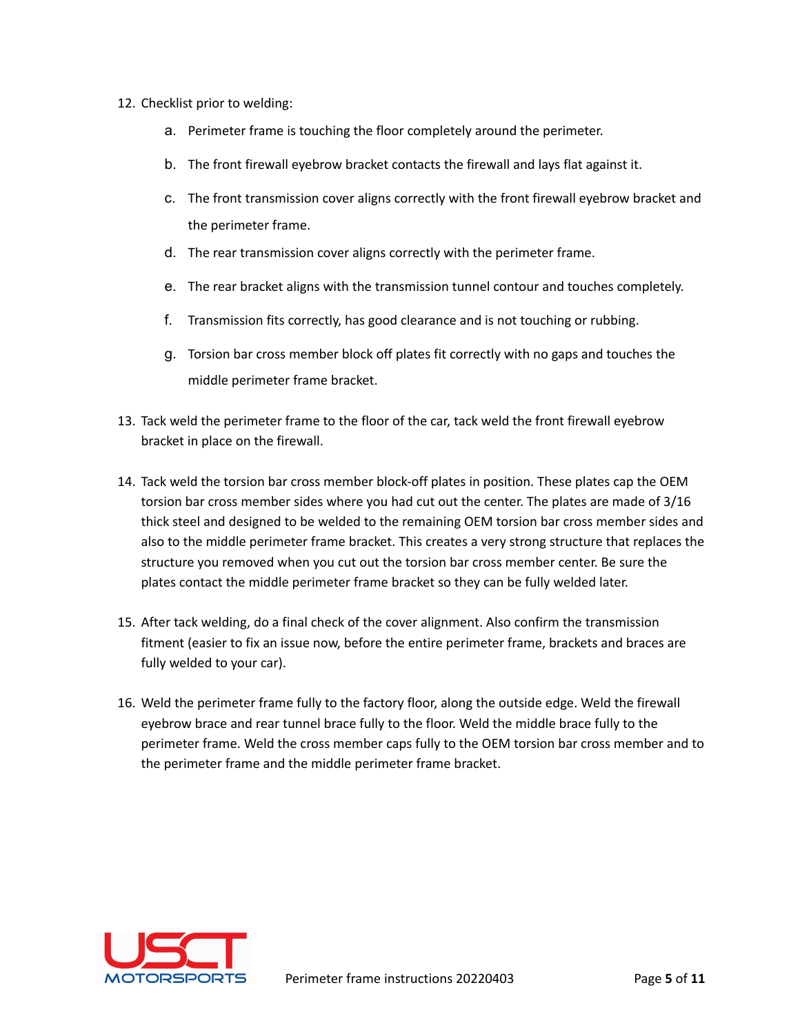12. Checklist prior to welding:
    a. Perimeter frame is touching the floor completely around the perimeter.
    b. The front firewall eyebrow bracket contacts the firewall and lays flat against it.
    c. The front transmission cover aligns correctly with the front firewall eyebrow bracket and the perimeter frame.
    d. The rear transmission cover aligns correctly with the perimeter frame.
    e. The rear bracket aligns with the transmission tunnel contour and touches completely.
    f. Transmission fits correctly, has good clearance and is not touching or rubbing.
    g. Torsion bar cross member block off plates fit correctly with no gaps and touches the middle perimeter frame bracket.
13. Tack weld the perimeter frame to the floor of the car, tack weld the front firewall eyebrow bracket in place on the firewall.
14. Tack weld the torsion bar cross member block-off plates in position. These plates cap the OEM torsion bar cross member sides where you had cut out the center. The plates are made of 3/16 thick steel and designed to be welded to the remaining OEM torsion bar cross member sides and also to the middle perimeter frame bracket. This creates a very strong structure that replaces the structure you removed when you cut out the torsion bar cross member center. Be sure the plates contact the middle perimeter frame bracket so they can be fully welded later.
15. After tack welding, do a final check of the cover alignment. Also confirm the transmission fitment (easier to fix an issue now, before the entire perimeter frame, brackets and braces are fully welded to your car).
16. Weld the perimeter frame fully to the factory floor, along the outside edge. Weld the firewall eyebrow brace and rear tunnel brace fully to the floor. Weld the middle brace fully to the perimeter frame. Weld the cross member caps fully to the OEM torsion bar cross member and to the perimeter frame and the middle perimeter frame bracket.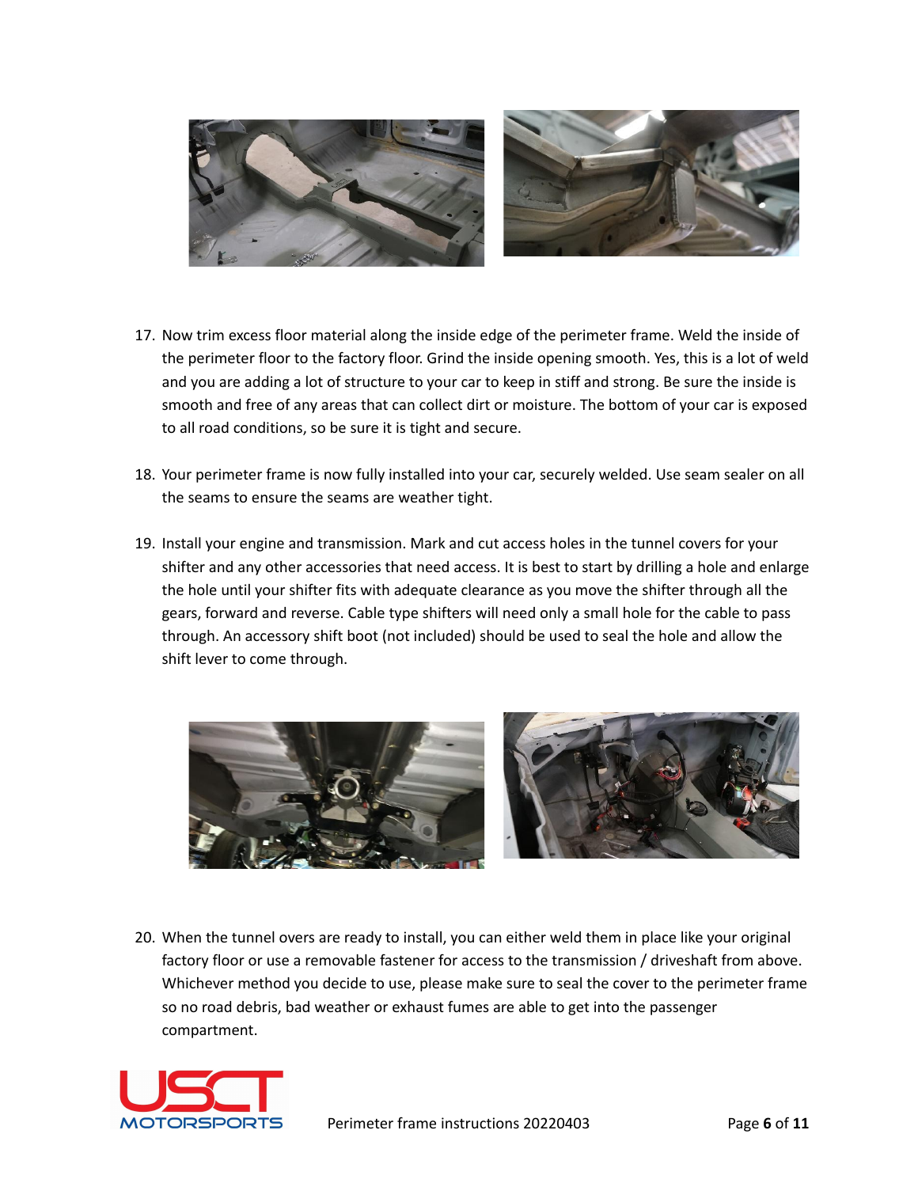17. Now trim excess floor material along the inside edge of the perimeter frame. Weld the inside of the perimeter floor to the factory floor. Grind the inside opening smooth. Yes, this is a lot of weld and you are adding a lot of structure to your car to keep in stiff and strong. Be sure the inside is smooth and free of any areas that can collect dirt or moisture. The bottom of your car is exposed to all road conditions, so be sure it is tight and secure.

18. Your perimeter frame is now fully installed into your car, securely welded. Use seam sealer on all the seams to ensure the seams are weather tight.

19. Install your engine and transmission. Mark and cut access holes in the tunnel covers for your shifter and any other accessories that need access. It is best to start by drilling a hole and enlarge the hole until your shifter fits with adequate clearance as you move the shifter through all the gears, forward and reverse. Cable type shifters will need only a small hole for the cable to pass through. An accessory shift boot (not included) should be used to seal the hole and allow the shift lever to come through.

20. When the tunnel overs are ready to install, you can either weld them in place like your original factory floor or use a removable fastener for access to the transmission / driveshaft from above. Whichever method you decide to use, please make sure to seal the cover to the perimeter frame so no road debris, bad weather or exhaust fumes are able to get into the passenger compartment.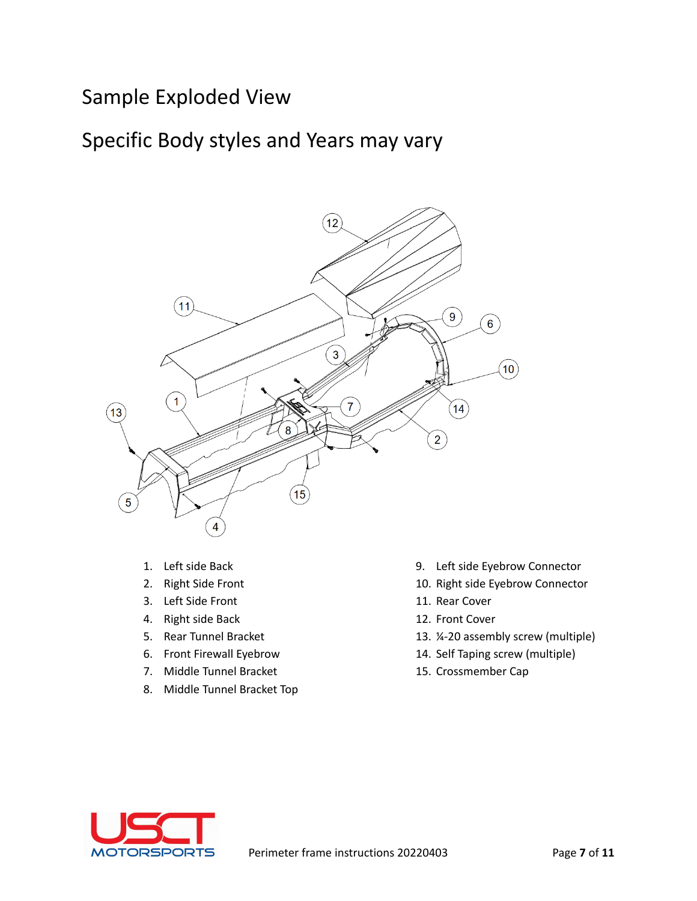# Sample Exploded View

# Specific Body styles and Years may vary

1. Left side Back
2. Right Side Front
3. Left Side Front
4. Right side Back
5. Rear Tunnel Bracket
6. Front Firewall Eyebrow
7. Middle Tunnel Bracket
8. Middle Tunnel Bracket Top
9. Left side Eyebrow Connector
10. Right side Eyebrow Connector
11. Rear Cover
12. Front Cover
13. ¼-20 assembly screw (multiple)
14. Self Taping screw (multiple)
15. Crossmember Cap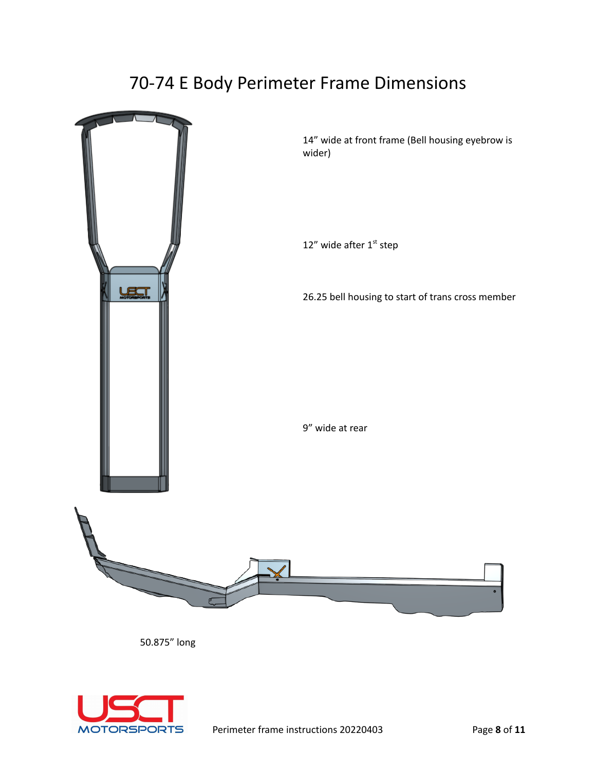# 70-74 E Body Perimeter Frame Dimensions

14" wide at front frame (Bell housing eyebrow is wider)

12" wide after 1st step

26.25 bell housing to start of trans cross member

9" wide at rear

50.875" long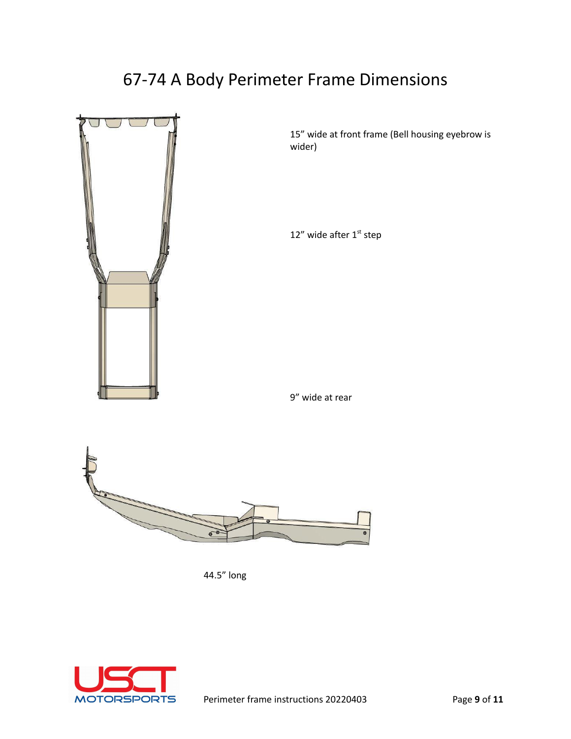# 67-74 A Body Perimeter Frame Dimensions

15" wide at front frame (Bell housing eyebrow is wider)

12" wide after 1st step

9" wide at rear

44.5" long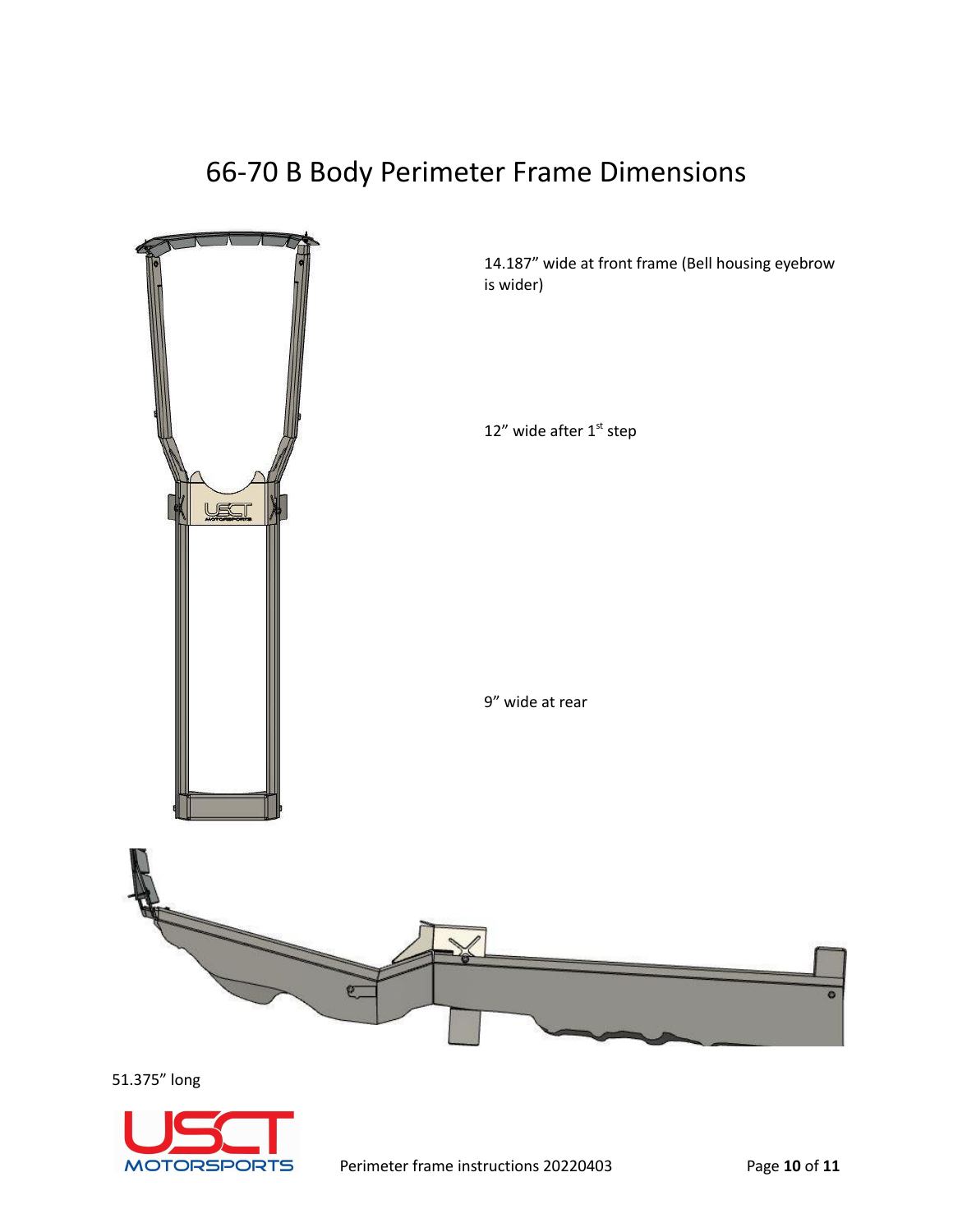# 66-70 B Body Perimeter Frame Dimensions

14.187" wide at front frame (Bell housing eyebrow is wider)

12" wide after 1st step

9" wide at rear

51.375" long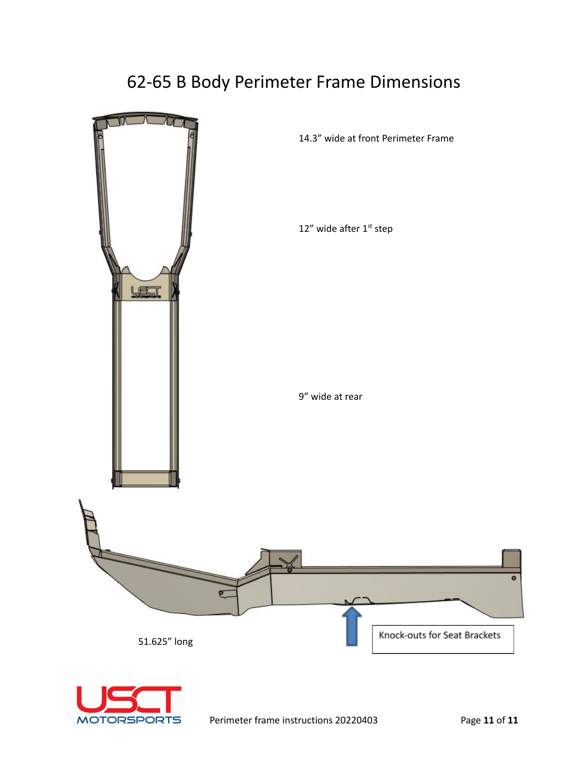# 62-65 B Body Perimeter Frame Dimensions

14.3” wide at front Perimeter Frame

12” wide after 1st step

9” wide at rear

51.625” long

Knock-outs for Seat Brackets